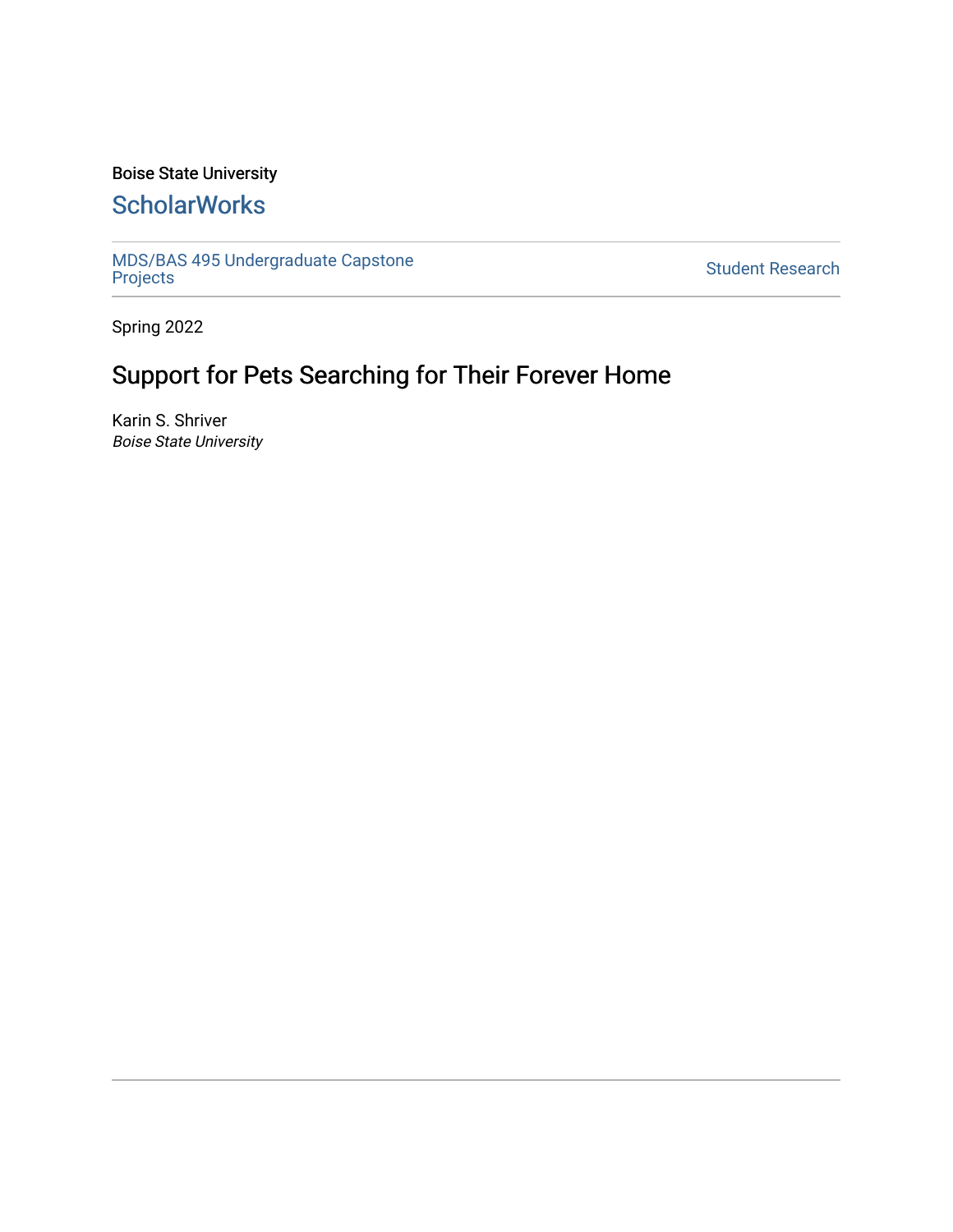Boise State University

ScholarWorks

MDS/BAS 495 Undergraduate Capstone Projects

Student Research

Spring 2022

# Support for Pets Searching for Their Forever Home

Karin S. Shriver
*Boise State University*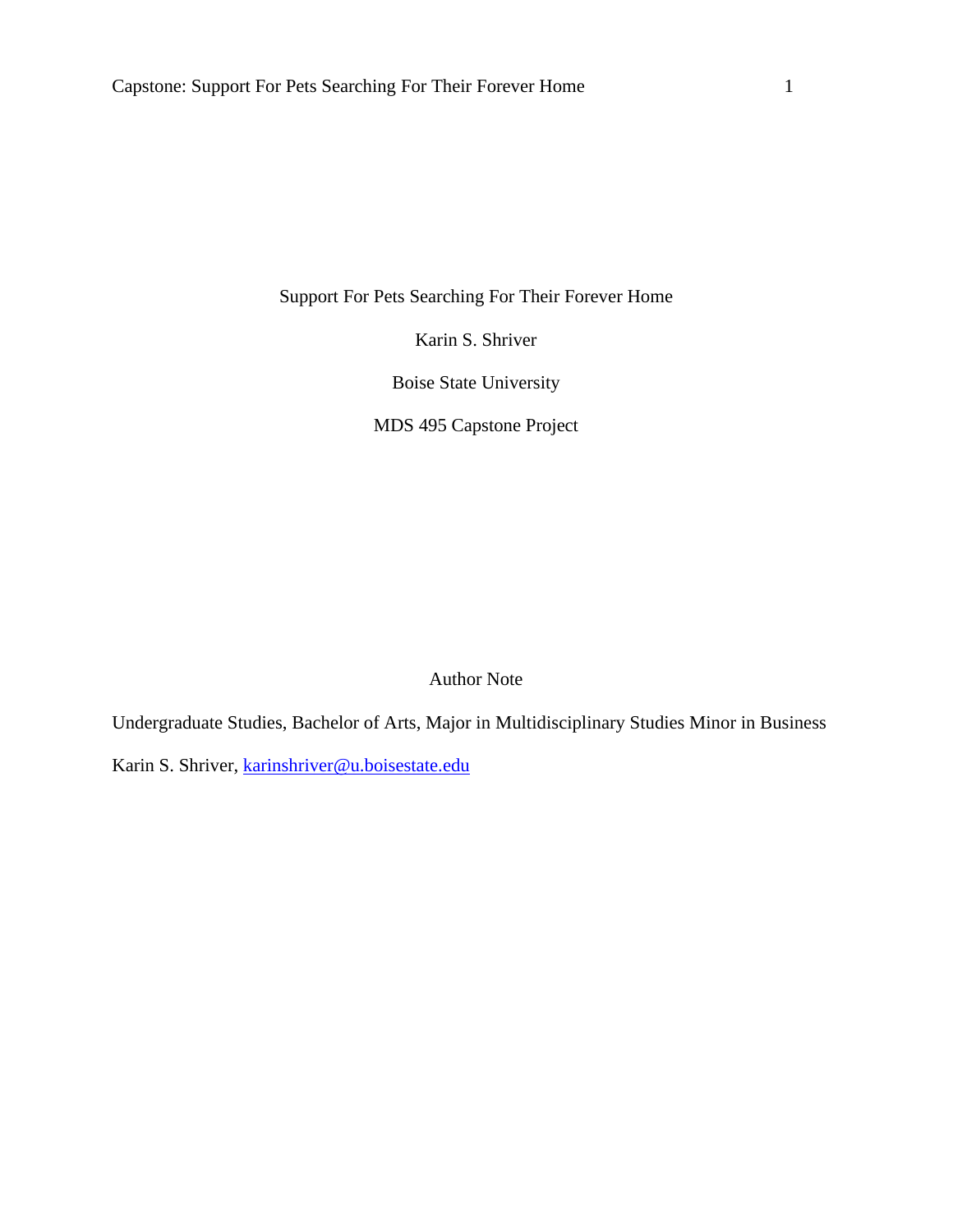Support For Pets Searching For Their Forever Home

Karin S. Shriver

Boise State University

MDS 495 Capstone Project

Author Note

Undergraduate Studies, Bachelor of Arts, Major in Multidisciplinary Studies Minor in Business

Karin S. Shriver, karinshriver@u.boisestate.edu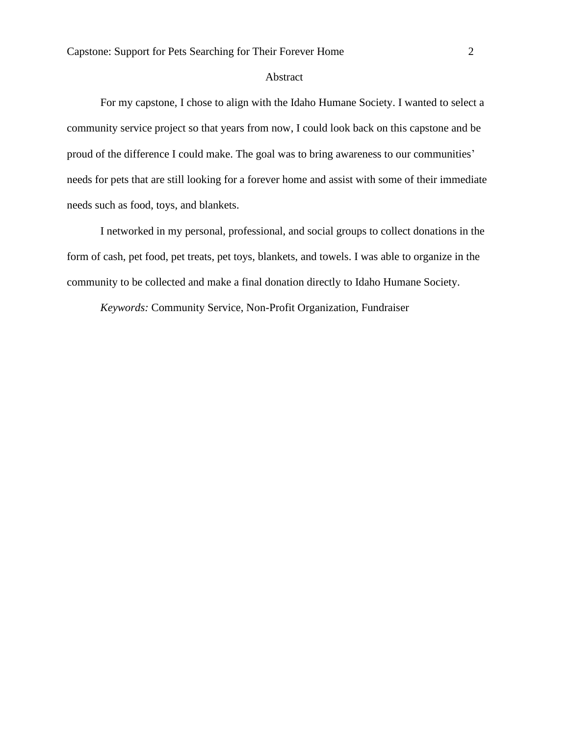# Abstract

For my capstone, I chose to align with the Idaho Humane Society. I wanted to select a community service project so that years from now, I could look back on this capstone and be proud of the difference I could make. The goal was to bring awareness to our communities' needs for pets that are still looking for a forever home and assist with some of their immediate needs such as food, toys, and blankets.

I networked in my personal, professional, and social groups to collect donations in the form of cash, pet food, pet treats, pet toys, blankets, and towels. I was able to organize in the community to be collected and make a final donation directly to Idaho Humane Society.

*Keywords:* Community Service, Non-Profit Organization, Fundraiser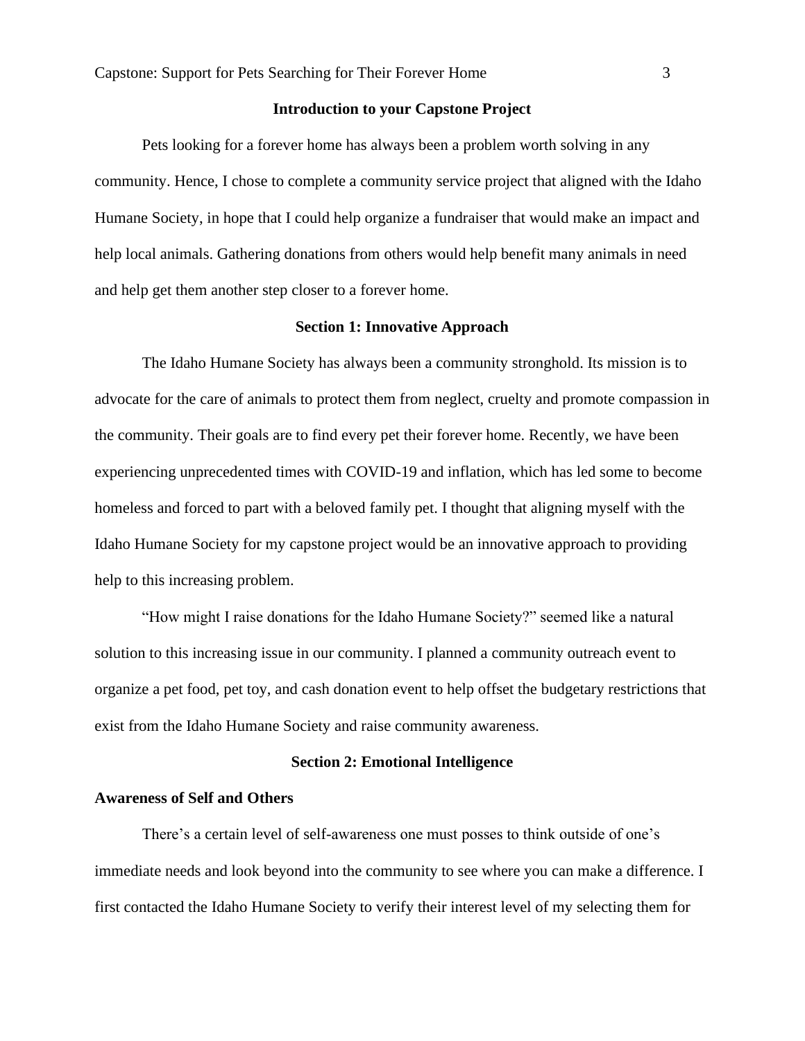## Introduction to your Capstone Project

Pets looking for a forever home has always been a problem worth solving in any community. Hence, I chose to complete a community service project that aligned with the Idaho Humane Society, in hope that I could help organize a fundraiser that would make an impact and help local animals. Gathering donations from others would help benefit many animals in need and help get them another step closer to a forever home.

## Section 1: Innovative Approach

The Idaho Humane Society has always been a community stronghold. Its mission is to advocate for the care of animals to protect them from neglect, cruelty and promote compassion in the community. Their goals are to find every pet their forever home. Recently, we have been experiencing unprecedented times with COVID-19 and inflation, which has led some to become homeless and forced to part with a beloved family pet. I thought that aligning myself with the Idaho Humane Society for my capstone project would be an innovative approach to providing help to this increasing problem.

"How might I raise donations for the Idaho Humane Society?" seemed like a natural solution to this increasing issue in our community. I planned a community outreach event to organize a pet food, pet toy, and cash donation event to help offset the budgetary restrictions that exist from the Idaho Humane Society and raise community awareness.

## Section 2: Emotional Intelligence

### Awareness of Self and Others

There's a certain level of self-awareness one must posses to think outside of one's immediate needs and look beyond into the community to see where you can make a difference. I first contacted the Idaho Humane Society to verify their interest level of my selecting them for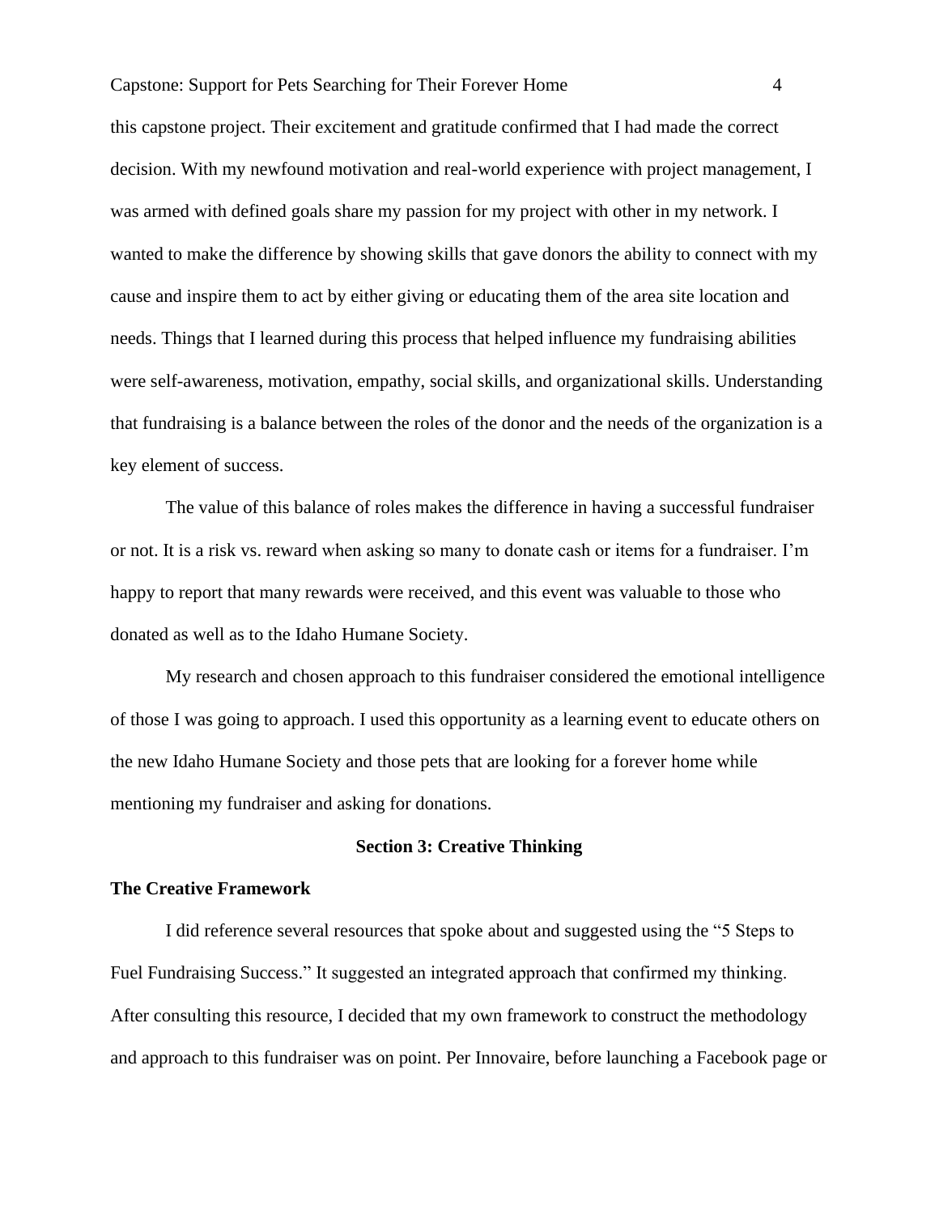this capstone project. Their excitement and gratitude confirmed that I had made the correct decision. With my newfound motivation and real-world experience with project management, I was armed with defined goals share my passion for my project with other in my network. I wanted to make the difference by showing skills that gave donors the ability to connect with my cause and inspire them to act by either giving or educating them of the area site location and needs. Things that I learned during this process that helped influence my fundraising abilities were self-awareness, motivation, empathy, social skills, and organizational skills. Understanding that fundraising is a balance between the roles of the donor and the needs of the organization is a key element of success.

The value of this balance of roles makes the difference in having a successful fundraiser or not. It is a risk vs. reward when asking so many to donate cash or items for a fundraiser. I'm happy to report that many rewards were received, and this event was valuable to those who donated as well as to the Idaho Humane Society.

My research and chosen approach to this fundraiser considered the emotional intelligence of those I was going to approach. I used this opportunity as a learning event to educate others on the new Idaho Humane Society and those pets that are looking for a forever home while mentioning my fundraiser and asking for donations.

## Section 3: Creative Thinking

### The Creative Framework

I did reference several resources that spoke about and suggested using the "5 Steps to Fuel Fundraising Success." It suggested an integrated approach that confirmed my thinking. After consulting this resource, I decided that my own framework to construct the methodology and approach to this fundraiser was on point. Per Innovaire, before launching a Facebook page or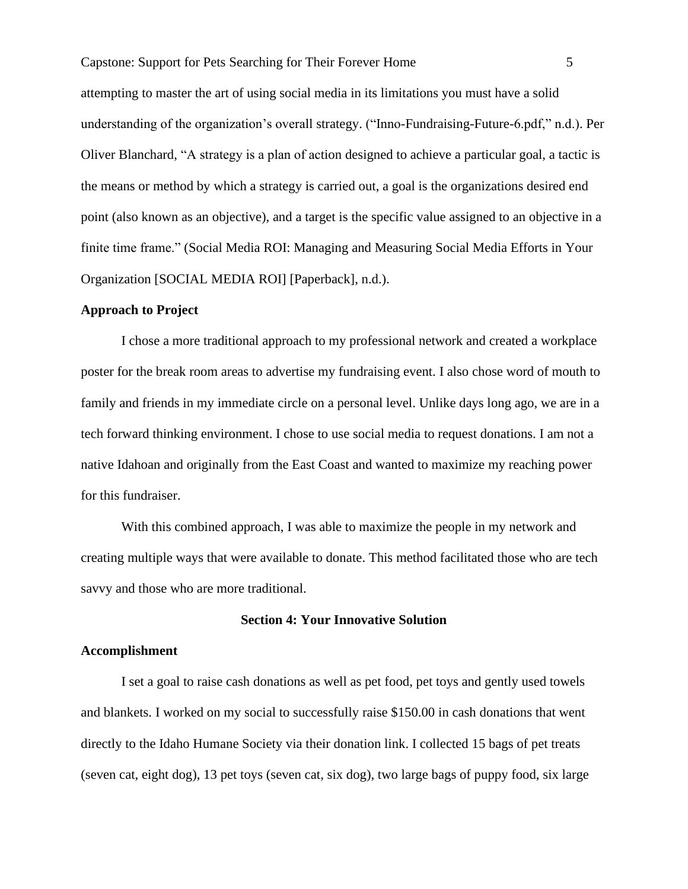attempting to master the art of using social media in its limitations you must have a solid understanding of the organization's overall strategy. ("Inno-Fundraising-Future-6.pdf," n.d.). Per Oliver Blanchard, "A strategy is a plan of action designed to achieve a particular goal, a tactic is the means or method by which a strategy is carried out, a goal is the organizations desired end point (also known as an objective), and a target is the specific value assigned to an objective in a finite time frame." (Social Media ROI: Managing and Measuring Social Media Efforts in Your Organization [SOCIAL MEDIA ROI] [Paperback], n.d.).

**Approach to Project**

I chose a more traditional approach to my professional network and created a workplace poster for the break room areas to advertise my fundraising event. I also chose word of mouth to family and friends in my immediate circle on a personal level. Unlike days long ago, we are in a tech forward thinking environment. I chose to use social media to request donations. I am not a native Idahoan and originally from the East Coast and wanted to maximize my reaching power for this fundraiser.

With this combined approach, I was able to maximize the people in my network and creating multiple ways that were available to donate. This method facilitated those who are tech savvy and those who are more traditional.

## Section 4: Your Innovative Solution

**Accomplishment**

I set a goal to raise cash donations as well as pet food, pet toys and gently used towels and blankets. I worked on my social to successfully raise $150.00 in cash donations that went directly to the Idaho Humane Society via their donation link. I collected 15 bags of pet treats (seven cat, eight dog), 13 pet toys (seven cat, six dog), two large bags of puppy food, six large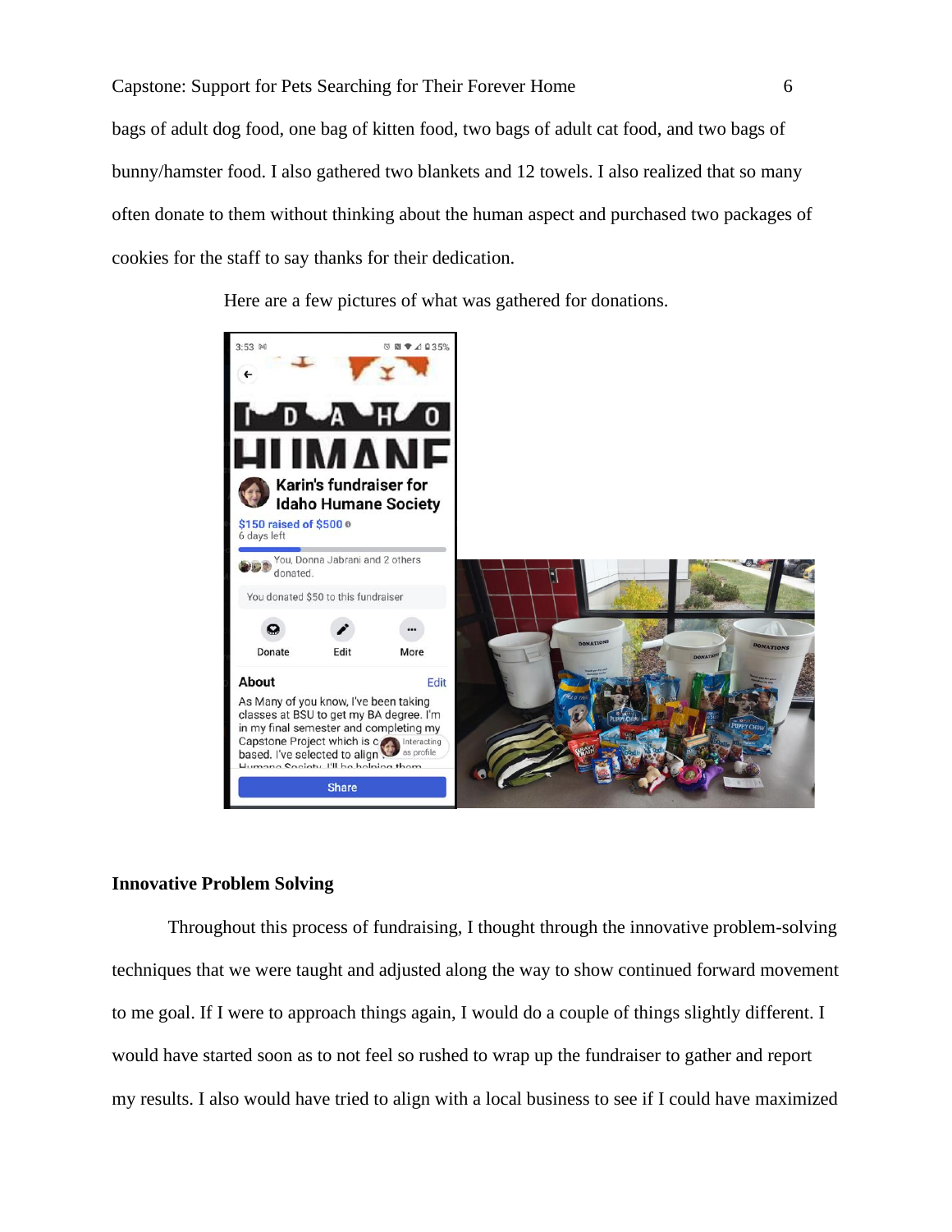bags of adult dog food, one bag of kitten food, two bags of adult cat food, and two bags of bunny/hamster food. I also gathered two blankets and 12 towels. I also realized that so many often donate to them without thinking about the human aspect and purchased two packages of cookies for the staff to say thanks for their dedication.

Here are a few pictures of what was gathered for donations.

**Innovative Problem Solving**

Throughout this process of fundraising, I thought through the innovative problem-solving techniques that we were taught and adjusted along the way to show continued forward movement to me goal. If I were to approach things again, I would do a couple of things slightly different. I would have started soon as to not feel so rushed to wrap up the fundraiser to gather and report my results. I also would have tried to align with a local business to see if I could have maximized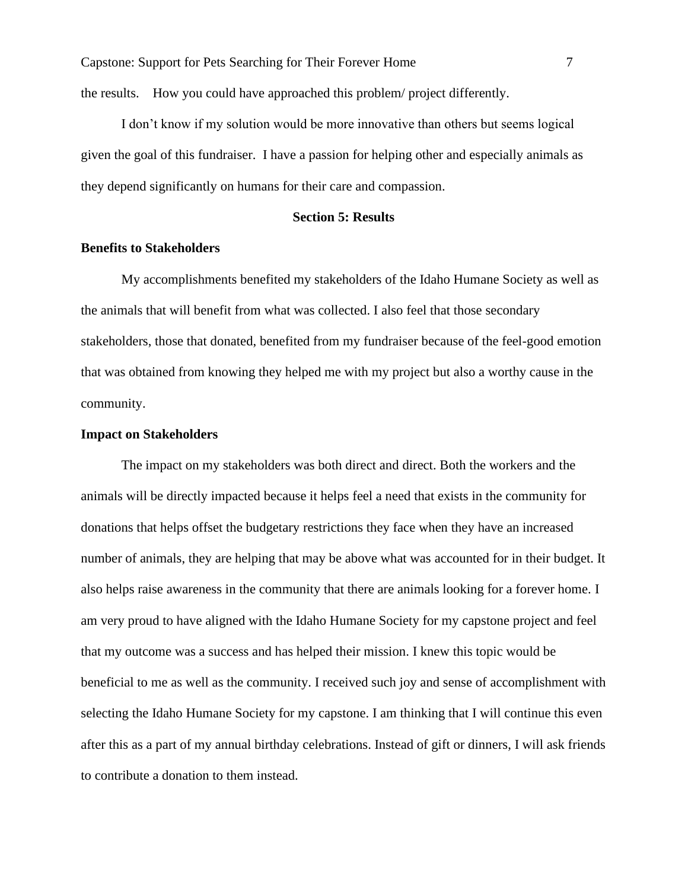the results. How you could have approached this problem/ project differently.

I don't know if my solution would be more innovative than others but seems logical given the goal of this fundraiser. I have a passion for helping other and especially animals as they depend significantly on humans for their care and compassion.

## Section 5: Results

### Benefits to Stakeholders

My accomplishments benefited my stakeholders of the Idaho Humane Society as well as the animals that will benefit from what was collected. I also feel that those secondary stakeholders, those that donated, benefited from my fundraiser because of the feel-good emotion that was obtained from knowing they helped me with my project but also a worthy cause in the community.

### Impact on Stakeholders

The impact on my stakeholders was both direct and direct. Both the workers and the animals will be directly impacted because it helps feel a need that exists in the community for donations that helps offset the budgetary restrictions they face when they have an increased number of animals, they are helping that may be above what was accounted for in their budget. It also helps raise awareness in the community that there are animals looking for a forever home. I am very proud to have aligned with the Idaho Humane Society for my capstone project and feel that my outcome was a success and has helped their mission. I knew this topic would be beneficial to me as well as the community. I received such joy and sense of accomplishment with selecting the Idaho Humane Society for my capstone. I am thinking that I will continue this even after this as a part of my annual birthday celebrations. Instead of gift or dinners, I will ask friends to contribute a donation to them instead.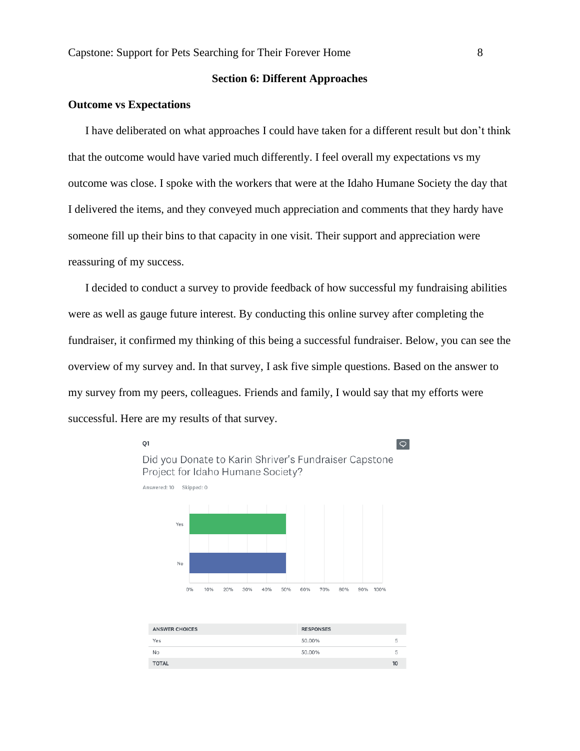## Section 6: Different Approaches

### Outcome vs Expectations

I have deliberated on what approaches I could have taken for a different result but don't think that the outcome would have varied much differently. I feel overall my expectations vs my outcome was close. I spoke with the workers that were at the Idaho Humane Society the day that I delivered the items, and they conveyed much appreciation and comments that they hardy have someone fill up their bins to that capacity in one visit. Their support and appreciation were reassuring of my success.

I decided to conduct a survey to provide feedback of how successful my fundraising abilities were as well as gauge future interest. By conducting this online survey after completing the fundraiser, it confirmed my thinking of this being a successful fundraiser. Below, you can see the overview of my survey and. In that survey, I ask five simple questions. Based on the answer to my survey from my peers, colleagues. Friends and family, I would say that my efforts were successful. Here are my results of that survey.

Q1

Did you Donate to Karin Shriver's Fundraiser Capstone Project for Idaho Humane Society?

Answered: 10 Skipped: 0

| ANSWER CHOICES | RESPONSES | |
|---|---|---|
| Yes | 50.00% | 5 |
| No | 50.00% | 5 |
| TOTAL | | 10 |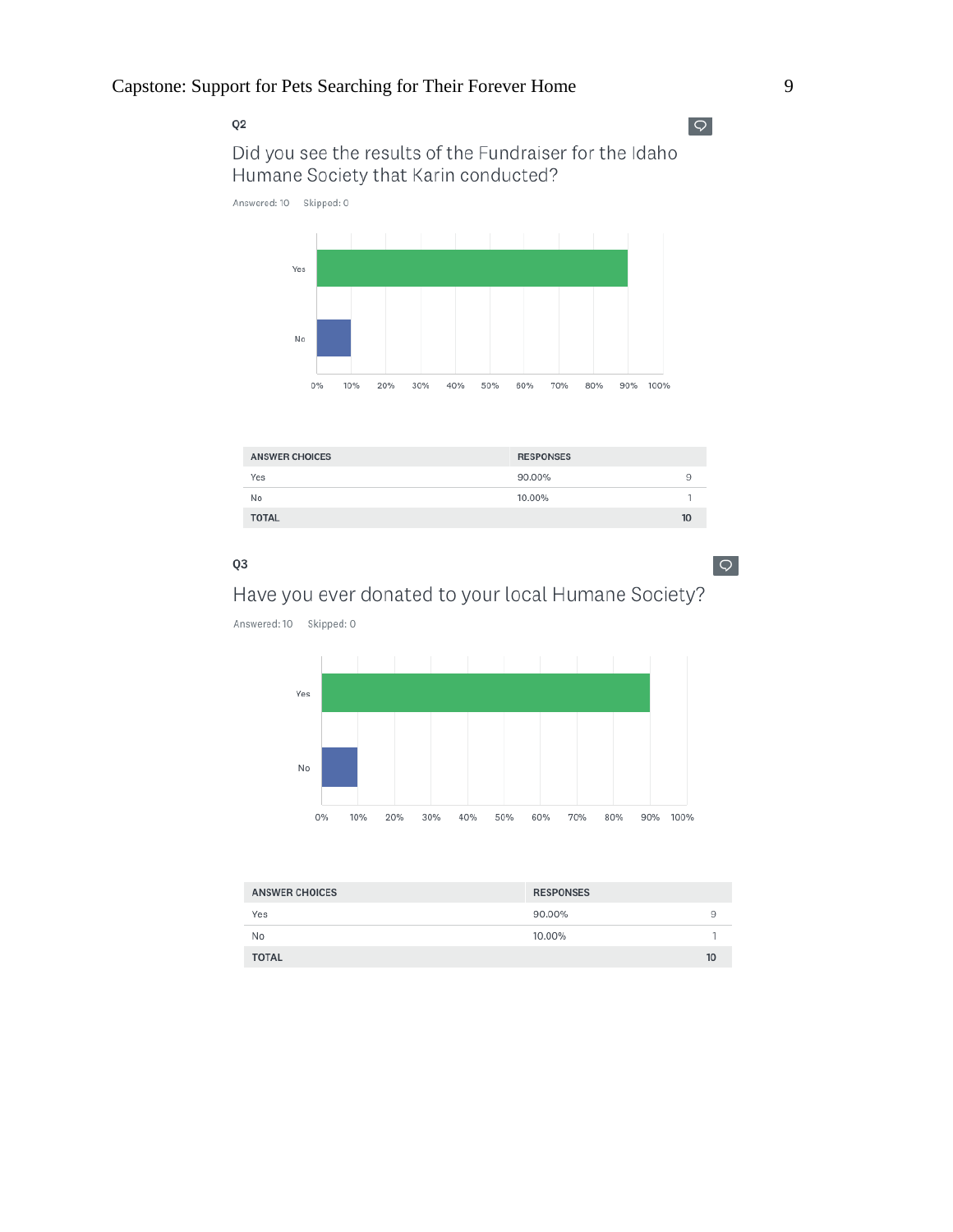**Q2**

Did you see the results of the Fundraiser for the Idaho Humane Society that Karin conducted?

Answered: 10 Skipped: 0

| ANSWER CHOICES | RESPONSES | |
|---|---|---|
| Yes | 90.00% | 9 |
| No | 10.00% | 1 |
| TOTAL | | 10 |

**Q3**

Have you ever donated to your local Humane Society?

Answered: 10 Skipped: 0

| ANSWER CHOICES | RESPONSES | |
|---|---|---|
| Yes | 90.00% | 9 |
| No | 10.00% | 1 |
| TOTAL | | 10 |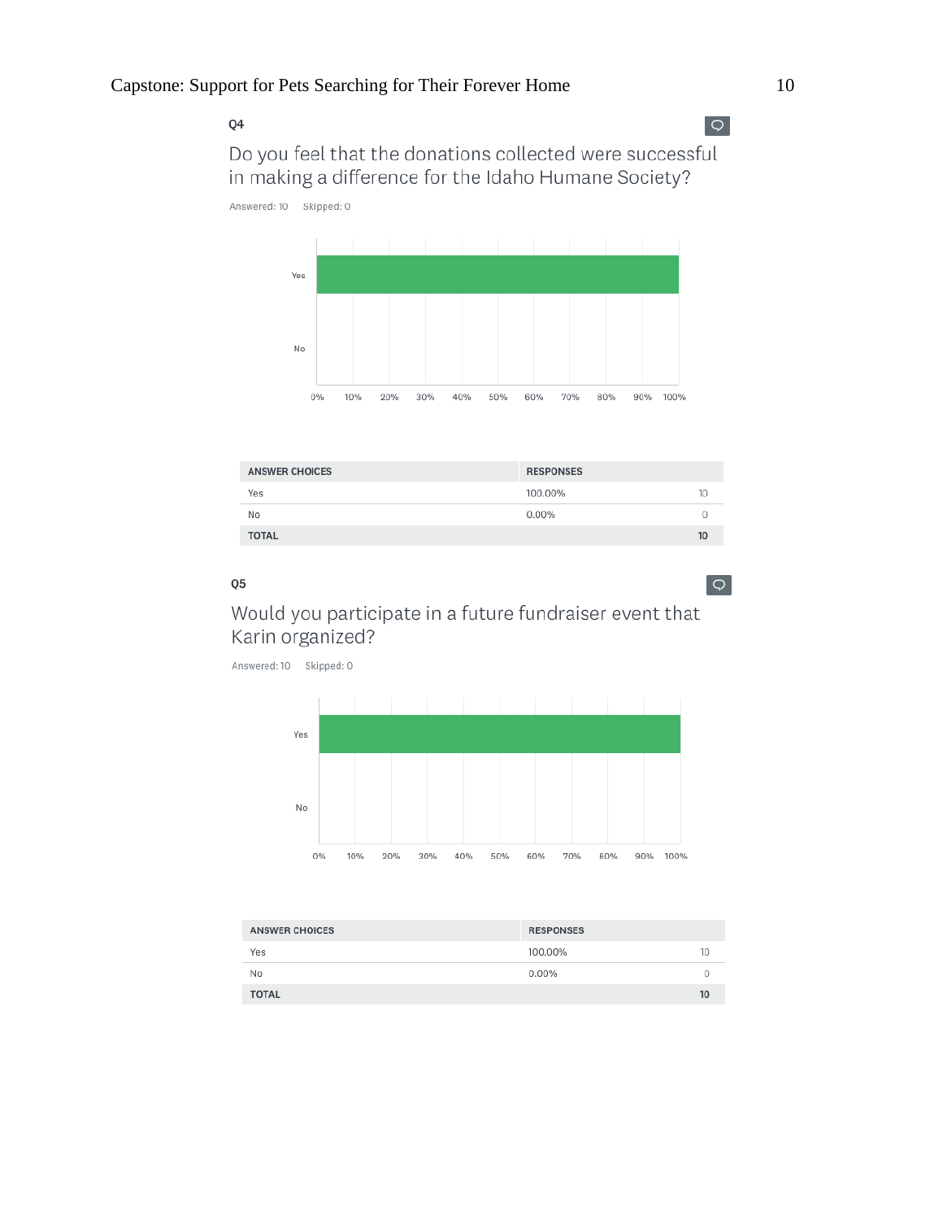**Q4**

Do you feel that the donations collected were successful in making a difference for the Idaho Humane Society?

Answered: 10    Skipped: 0

| ANSWER CHOICES | RESPONSES | |
|---|---|---|
| Yes | 100.00% | 10 |
| No | 0.00% | 0 |
| **TOTAL** | | **10** |

**Q5**

Would you participate in a future fundraiser event that Karin organized?

Answered: 10    Skipped: 0

| ANSWER CHOICES | RESPONSES | |
|---|---|---|
| Yes | 100.00% | 10 |
| No | 0.00% | 0 |
| **TOTAL** | | **10** |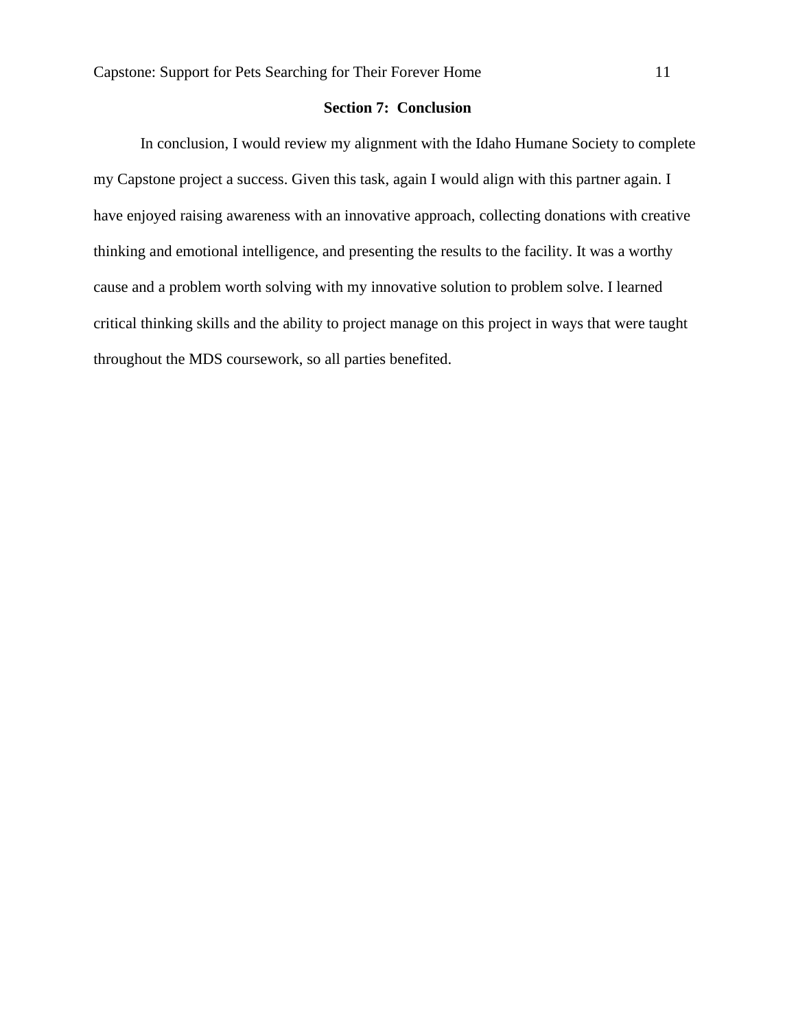## Section 7: Conclusion

In conclusion, I would review my alignment with the Idaho Humane Society to complete my Capstone project a success. Given this task, again I would align with this partner again. I have enjoyed raising awareness with an innovative approach, collecting donations with creative thinking and emotional intelligence, and presenting the results to the facility. It was a worthy cause and a problem worth solving with my innovative solution to problem solve. I learned critical thinking skills and the ability to project manage on this project in ways that were taught throughout the MDS coursework, so all parties benefited.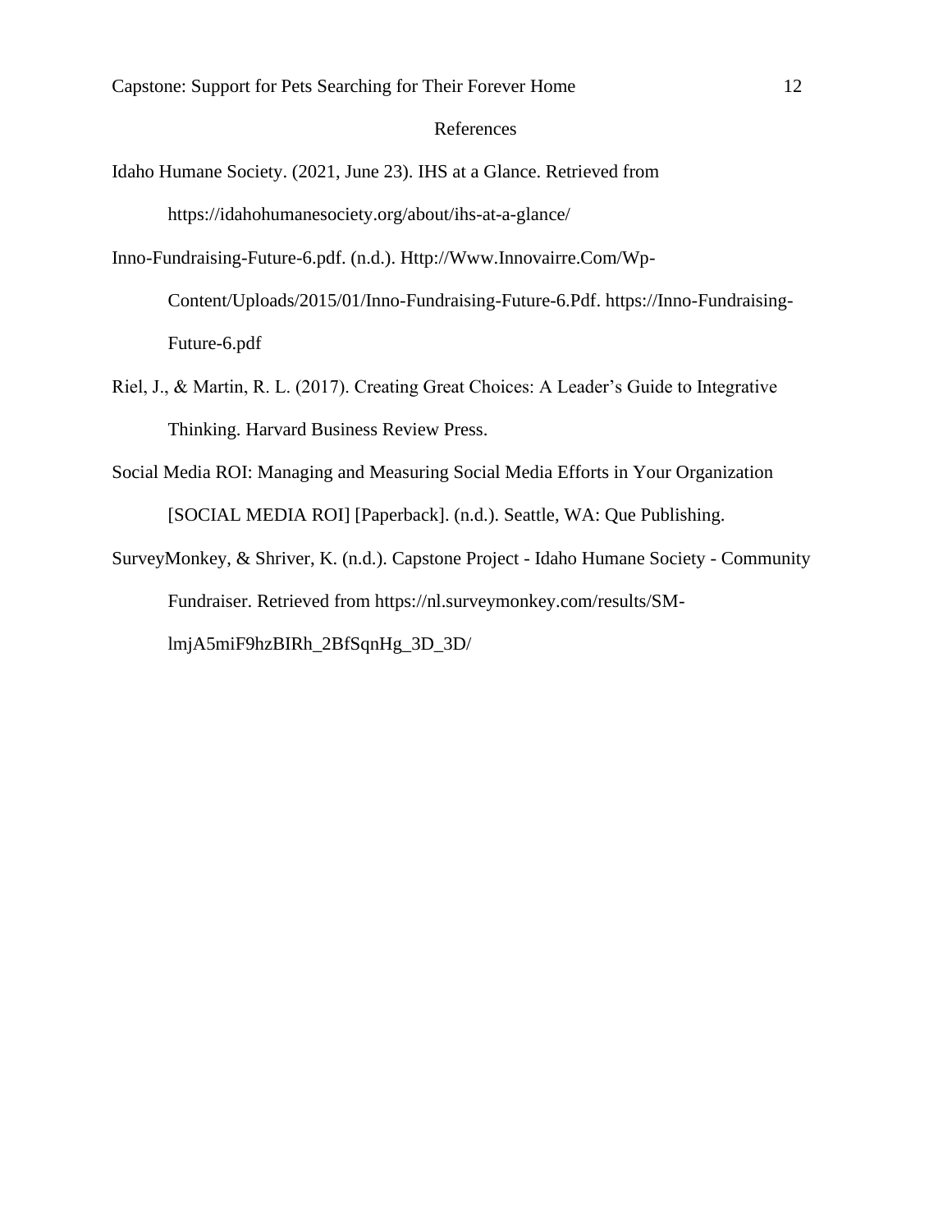# References

Idaho Humane Society. (2021, June 23). IHS at a Glance. Retrieved from https://idahohumanesociety.org/about/ihs-at-a-glance/

Inno-Fundraising-Future-6.pdf. (n.d.). Http://Www.Innovairre.Com/Wp-Content/Uploads/2015/01/Inno-Fundraising-Future-6.Pdf. https://Inno-Fundraising-Future-6.pdf

Riel, J., & Martin, R. L. (2017). Creating Great Choices: A Leader's Guide to Integrative Thinking. Harvard Business Review Press.

Social Media ROI: Managing and Measuring Social Media Efforts in Your Organization [SOCIAL MEDIA ROI] [Paperback]. (n.d.). Seattle, WA: Que Publishing.

SurveyMonkey, & Shriver, K. (n.d.). Capstone Project - Idaho Humane Society - Community Fundraiser. Retrieved from https://nl.surveymonkey.com/results/SM-lmjA5miF9hzBIRh_2BfSqnHg_3D_3D/